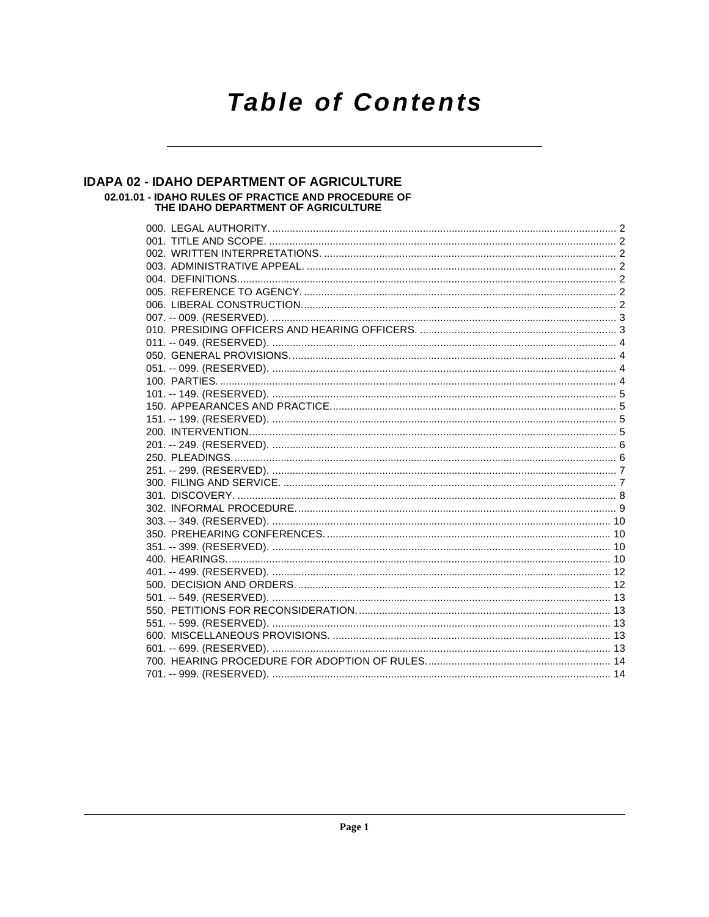# Table of Contents

## IDAPA 02 - IDAHO DEPARTMENT OF AGRICULTURE

### 02.01.01 - IDAHO RULES OF PRACTICE AND PROCEDURE OF THE IDAHO DEPARTMENT OF AGRICULTURE

000. LEGAL AUTHORITY. .......... 2
001. TITLE AND SCOPE. .......... 2
002. WRITTEN INTERPRETATIONS. .......... 2
003. ADMINISTRATIVE APPEAL. .......... 2
004. DEFINITIONS. .......... 2
005. REFERENCE TO AGENCY. .......... 2
006. LIBERAL CONSTRUCTION. .......... 2
007. -- 009. (RESERVED). .......... 3
010. PRESIDING OFFICERS AND HEARING OFFICERS. .......... 3
011. -- 049. (RESERVED). .......... 4
050. GENERAL PROVISIONS. .......... 4
051. -- 099. (RESERVED). .......... 4
100. PARTIES. .......... 4
101. -- 149. (RESERVED). .......... 5
150. APPEARANCES AND PRACTICE. .......... 5
151. -- 199. (RESERVED). .......... 5
200. INTERVENTION. .......... 5
201. -- 249. (RESERVED). .......... 6
250. PLEADINGS. .......... 6
251. -- 299. (RESERVED). .......... 7
300. FILING AND SERVICE. .......... 7
301. DISCOVERY. .......... 8
302. INFORMAL PROCEDURE. .......... 9
303. -- 349. (RESERVED). .......... 10
350. PREHEARING CONFERENCES. .......... 10
351. -- 399. (RESERVED). .......... 10
400. HEARINGS. .......... 10
401. -- 499. (RESERVED). .......... 12
500. DECISION AND ORDERS. .......... 12
501. -- 549. (RESERVED). .......... 13
550. PETITIONS FOR RECONSIDERATION. .......... 13
551. -- 599. (RESERVED). .......... 13
600. MISCELLANEOUS PROVISIONS. .......... 13
601. -- 699. (RESERVED). .......... 13
700. HEARING PROCEDURE FOR ADOPTION OF RULES. .......... 14
701. -- 999. (RESERVED). .......... 14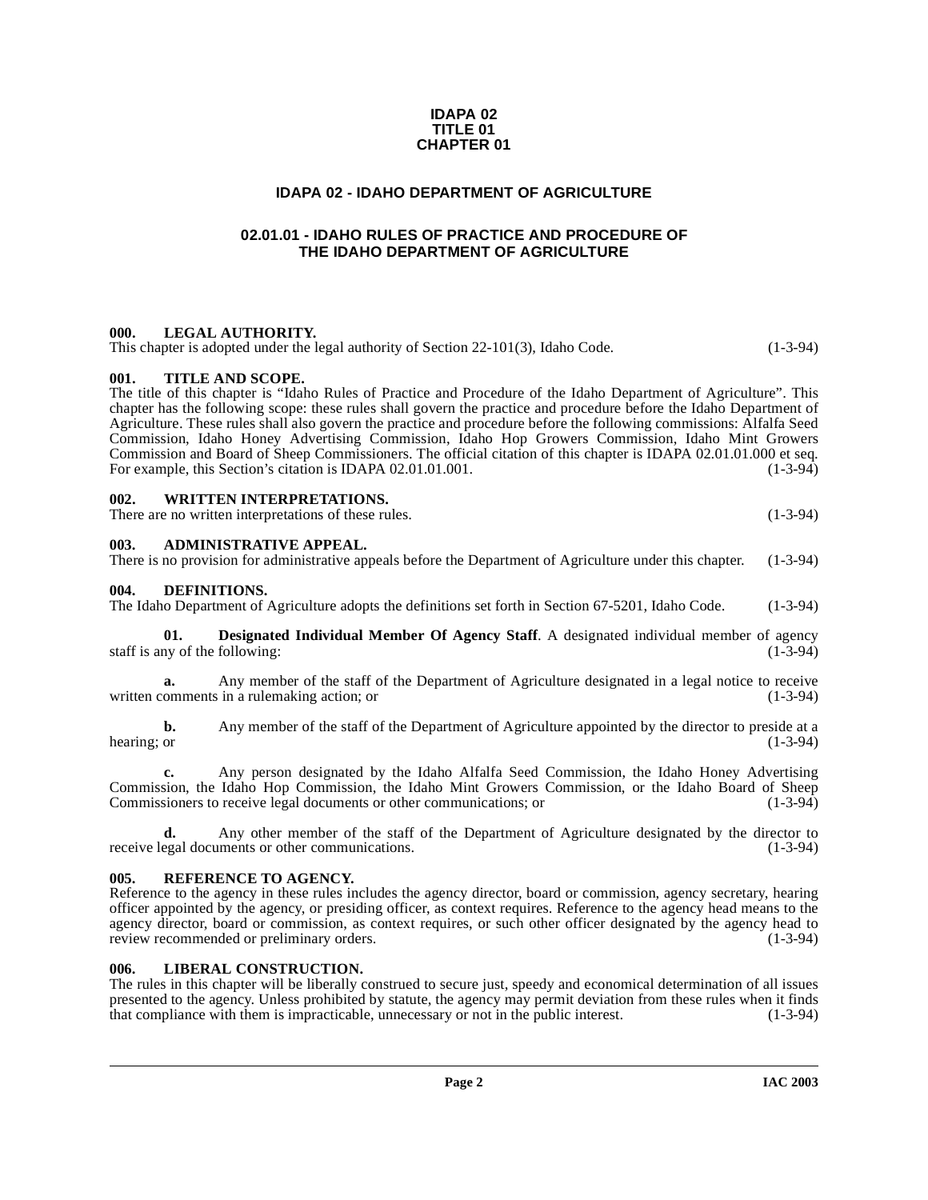**IDAPA 02**
**TITLE 01**
**CHAPTER 01**

# IDAPA 02 - IDAHO DEPARTMENT OF AGRICULTURE

## 02.01.01 - IDAHO RULES OF PRACTICE AND PROCEDURE OF THE IDAHO DEPARTMENT OF AGRICULTURE

**000. LEGAL AUTHORITY.**
This chapter is adopted under the legal authority of Section 22-101(3), Idaho Code. (1-3-94)

**001. TITLE AND SCOPE.**
The title of this chapter is "Idaho Rules of Practice and Procedure of the Idaho Department of Agriculture". This chapter has the following scope: these rules shall govern the practice and procedure before the Idaho Department of Agriculture. These rules shall also govern the practice and procedure before the following commissions: Alfalfa Seed Commission, Idaho Honey Advertising Commission, Idaho Hop Growers Commission, Idaho Mint Growers Commission and Board of Sheep Commissioners. The official citation of this chapter is IDAPA 02.01.01.000 et seq. For example, this Section's citation is IDAPA 02.01.01.001. (1-3-94)

**002. WRITTEN INTERPRETATIONS.**
There are no written interpretations of these rules. (1-3-94)

**003. ADMINISTRATIVE APPEAL.**
There is no provision for administrative appeals before the Department of Agriculture under this chapter. (1-3-94)

**004. DEFINITIONS.**
The Idaho Department of Agriculture adopts the definitions set forth in Section 67-5201, Idaho Code. (1-3-94)

**01. Designated Individual Member Of Agency Staff**. A designated individual member of agency staff is any of the following: (1-3-94)

**a.** Any member of the staff of the Department of Agriculture designated in a legal notice to receive written comments in a rulemaking action; or (1-3-94)

**b.** Any member of the staff of the Department of Agriculture appointed by the director to preside at a hearing; or (1-3-94)

**c.** Any person designated by the Idaho Alfalfa Seed Commission, the Idaho Honey Advertising Commission, the Idaho Hop Commission, the Idaho Mint Growers Commission, or the Idaho Board of Sheep Commissioners to receive legal documents or other communications; or (1-3-94)

**d.** Any other member of the staff of the Department of Agriculture designated by the director to receive legal documents or other communications. (1-3-94)

**005. REFERENCE TO AGENCY.**
Reference to the agency in these rules includes the agency director, board or commission, agency secretary, hearing officer appointed by the agency, or presiding officer, as context requires. Reference to the agency head means to the agency director, board or commission, as context requires, or such other officer designated by the agency head to review recommended or preliminary orders. (1-3-94)

**006. LIBERAL CONSTRUCTION.**
The rules in this chapter will be liberally construed to secure just, speedy and economical determination of all issues presented to the agency. Unless prohibited by statute, the agency may permit deviation from these rules when it finds that compliance with them is impracticable, unnecessary or not in the public interest. (1-3-94)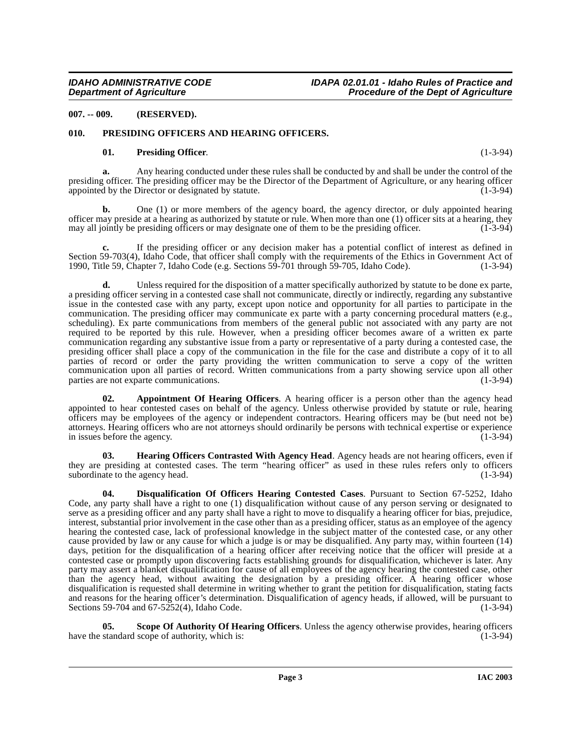**007. -- 009. (RESERVED).**

**010. PRESIDING OFFICERS AND HEARING OFFICERS.**

**01. Presiding Officer**. (1-3-94)

**a.** Any hearing conducted under these rules shall be conducted by and shall be under the control of the presiding officer. The presiding officer may be the Director of the Department of Agriculture, or any hearing officer appointed by the Director or designated by statute. (1-3-94)

**b.** One (1) or more members of the agency board, the agency director, or duly appointed hearing officer may preside at a hearing as authorized by statute or rule. When more than one (1) officer sits at a hearing, they may all jointly be presiding officers or may designate one of them to be the presiding officer. (1-3-94)

**c.** If the presiding officer or any decision maker has a potential conflict of interest as defined in Section 59-703(4), Idaho Code, that officer shall comply with the requirements of the Ethics in Government Act of 1990, Title 59, Chapter 7, Idaho Code (e.g. Sections 59-701 through 59-705, Idaho Code). (1-3-94)

**d.** Unless required for the disposition of a matter specifically authorized by statute to be done ex parte, a presiding officer serving in a contested case shall not communicate, directly or indirectly, regarding any substantive issue in the contested case with any party, except upon notice and opportunity for all parties to participate in the communication. The presiding officer may communicate ex parte with a party concerning procedural matters (e.g., scheduling). Ex parte communications from members of the general public not associated with any party are not required to be reported by this rule. However, when a presiding officer becomes aware of a written ex parte communication regarding any substantive issue from a party or representative of a party during a contested case, the presiding officer shall place a copy of the communication in the file for the case and distribute a copy of it to all parties of record or order the party providing the written communication to serve a copy of the written communication upon all parties of record. Written communications from a party showing service upon all other parties are not exparte communications. (1-3-94)

**02. Appointment Of Hearing Officers**. A hearing officer is a person other than the agency head appointed to hear contested cases on behalf of the agency. Unless otherwise provided by statute or rule, hearing officers may be employees of the agency or independent contractors. Hearing officers may be (but need not be) attorneys. Hearing officers who are not attorneys should ordinarily be persons with technical expertise or experience in issues before the agency. (1-3-94)

**03. Hearing Officers Contrasted With Agency Head**. Agency heads are not hearing officers, even if they are presiding at contested cases. The term "hearing officer" as used in these rules refers only to officers subordinate to the agency head. (1-3-94)

**04. Disqualification Of Officers Hearing Contested Cases**. Pursuant to Section 67-5252, Idaho Code, any party shall have a right to one (1) disqualification without cause of any person serving or designated to serve as a presiding officer and any party shall have a right to move to disqualify a hearing officer for bias, prejudice, interest, substantial prior involvement in the case other than as a presiding officer, status as an employee of the agency hearing the contested case, lack of professional knowledge in the subject matter of the contested case, or any other cause provided by law or any cause for which a judge is or may be disqualified. Any party may, within fourteen (14) days, petition for the disqualification of a hearing officer after receiving notice that the officer will preside at a contested case or promptly upon discovering facts establishing grounds for disqualification, whichever is later. Any party may assert a blanket disqualification for cause of all employees of the agency hearing the contested case, other than the agency head, without awaiting the designation by a presiding officer. A hearing officer whose disqualification is requested shall determine in writing whether to grant the petition for disqualification, stating facts and reasons for the hearing officer's determination. Disqualification of agency heads, if allowed, will be pursuant to Sections 59-704 and 67-5252(4), Idaho Code. (1-3-94)

**05. Scope Of Authority Of Hearing Officers**. Unless the agency otherwise provides, hearing officers have the standard scope of authority, which is: (1-3-94)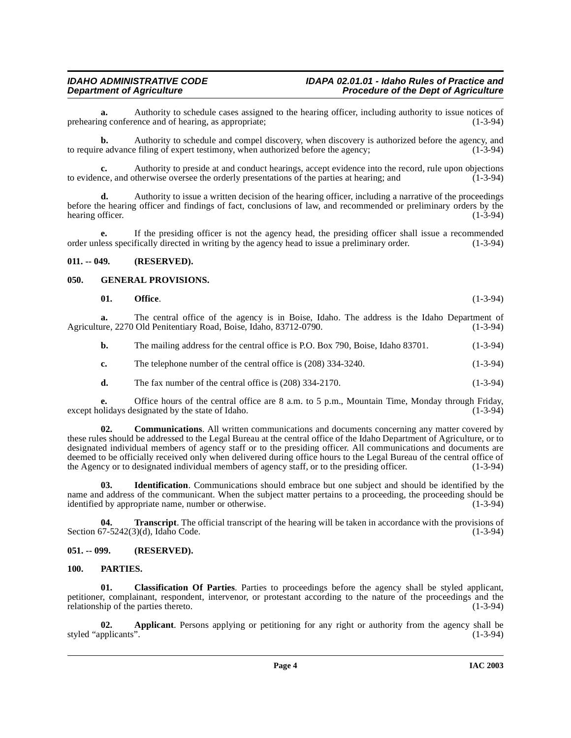**a.** Authority to schedule cases assigned to the hearing officer, including authority to issue notices of prehearing conference and of hearing, as appropriate; (1-3-94)

**b.** Authority to schedule and compel discovery, when discovery is authorized before the agency, and to require advance filing of expert testimony, when authorized before the agency; (1-3-94)

**c.** Authority to preside at and conduct hearings, accept evidence into the record, rule upon objections to evidence, and otherwise oversee the orderly presentations of the parties at hearing; and (1-3-94)

**d.** Authority to issue a written decision of the hearing officer, including a narrative of the proceedings before the hearing officer and findings of fact, conclusions of law, and recommended or preliminary orders by the hearing officer. (1-3-94)

**e.** If the presiding officer is not the agency head, the presiding officer shall issue a recommended order unless specifically directed in writing by the agency head to issue a preliminary order. (1-3-94)

## 011. -- 049. (RESERVED).

## 050. GENERAL PROVISIONS.

**01. Office**. (1-3-94)

**a.** The central office of the agency is in Boise, Idaho. The address is the Idaho Department of Agriculture, 2270 Old Penitentiary Road, Boise, Idaho, 83712-0790. (1-3-94)

**b.** The mailing address for the central office is P.O. Box 790, Boise, Idaho 83701. (1-3-94)

**c.** The telephone number of the central office is (208) 334-3240. (1-3-94)

**d.** The fax number of the central office is (208) 334-2170. (1-3-94)

**e.** Office hours of the central office are 8 a.m. to 5 p.m., Mountain Time, Monday through Friday, except holidays designated by the state of Idaho. (1-3-94)

**02. Communications**. All written communications and documents concerning any matter covered by these rules should be addressed to the Legal Bureau at the central office of the Idaho Department of Agriculture, or to designated individual members of agency staff or to the presiding officer. All communications and documents are deemed to be officially received only when delivered during office hours to the Legal Bureau of the central office of the Agency or to designated individual members of agency staff, or to the presiding officer. (1-3-94)

**03. Identification**. Communications should embrace but one subject and should be identified by the name and address of the communicant. When the subject matter pertains to a proceeding, the proceeding should be identified by appropriate name, number or otherwise. (1-3-94)

**04. Transcript**. The official transcript of the hearing will be taken in accordance with the provisions of Section 67-5242(3)(d), Idaho Code. (1-3-94)

## 051. -- 099. (RESERVED).

## 100. PARTIES.

**01. Classification Of Parties**. Parties to proceedings before the agency shall be styled applicant, petitioner, complainant, respondent, intervenor, or protestant according to the nature of the proceedings and the relationship of the parties thereto. (1-3-94)

**02. Applicant**. Persons applying or petitioning for any right or authority from the agency shall be styled "applicants". (1-3-94)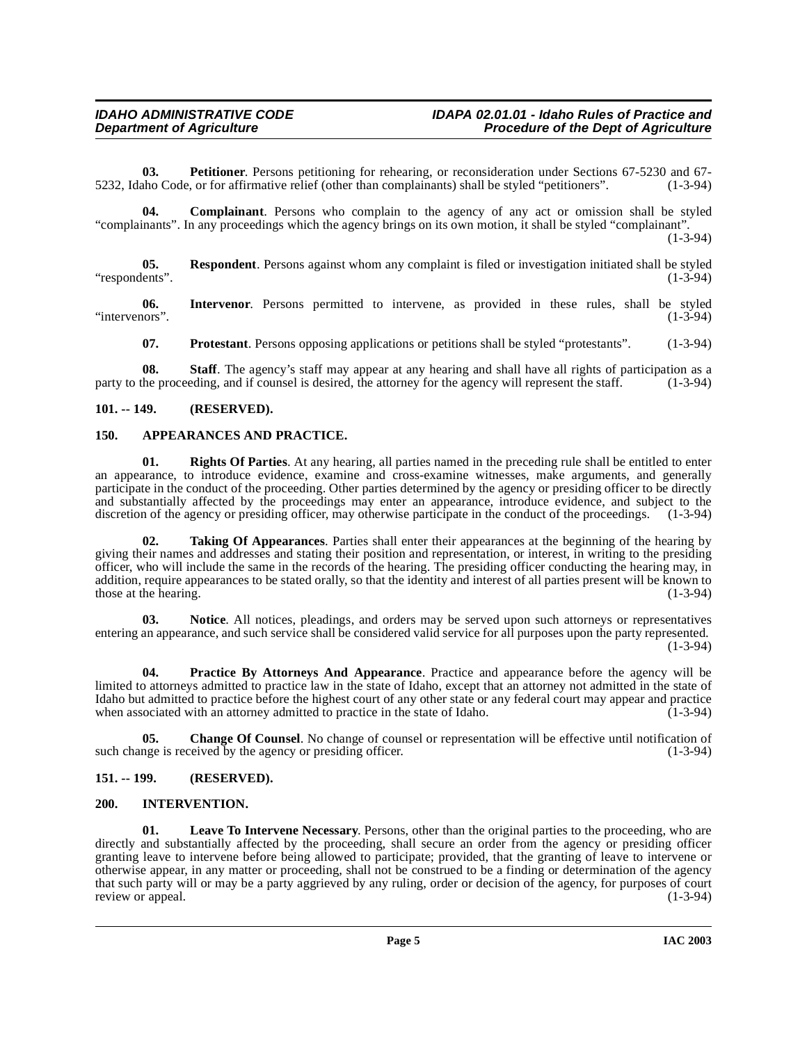**03. Petitioner**. Persons petitioning for rehearing, or reconsideration under Sections 67-5230 and 67-5232, Idaho Code, or for affirmative relief (other than complainants) shall be styled "petitioners". (1-3-94)

**04. Complainant**. Persons who complain to the agency of any act or omission shall be styled "complainants". In any proceedings which the agency brings on its own motion, it shall be styled "complainant". (1-3-94)

**05. Respondent**. Persons against whom any complaint is filed or investigation initiated shall be styled "respondents". (1-3-94)

**06. Intervenor**. Persons permitted to intervene, as provided in these rules, shall be styled "intervenors". (1-3-94)

**07. Protestant**. Persons opposing applications or petitions shall be styled "protestants". (1-3-94)

**08. Staff**. The agency's staff may appear at any hearing and shall have all rights of participation as a party to the proceeding, and if counsel is desired, the attorney for the agency will represent the staff. (1-3-94)

## 101. -- 149. (RESERVED).

## 150. APPEARANCES AND PRACTICE.

**01. Rights Of Parties**. At any hearing, all parties named in the preceding rule shall be entitled to enter an appearance, to introduce evidence, examine and cross-examine witnesses, make arguments, and generally participate in the conduct of the proceeding. Other parties determined by the agency or presiding officer to be directly and substantially affected by the proceedings may enter an appearance, introduce evidence, and subject to the discretion of the agency or presiding officer, may otherwise participate in the conduct of the proceedings. (1-3-94)

**02. Taking Of Appearances**. Parties shall enter their appearances at the beginning of the hearing by giving their names and addresses and stating their position and representation, or interest, in writing to the presiding officer, who will include the same in the records of the hearing. The presiding officer conducting the hearing may, in addition, require appearances to be stated orally, so that the identity and interest of all parties present will be known to those at the hearing. (1-3-94)

**03. Notice**. All notices, pleadings, and orders may be served upon such attorneys or representatives entering an appearance, and such service shall be considered valid service for all purposes upon the party represented. (1-3-94)

**04. Practice By Attorneys And Appearance**. Practice and appearance before the agency will be limited to attorneys admitted to practice law in the state of Idaho, except that an attorney not admitted in the state of Idaho but admitted to practice before the highest court of any other state or any federal court may appear and practice when associated with an attorney admitted to practice in the state of Idaho. (1-3-94)

**05. Change Of Counsel**. No change of counsel or representation will be effective until notification of such change is received by the agency or presiding officer. (1-3-94)

## 151. -- 199. (RESERVED).

## 200. INTERVENTION.

**01. Leave To Intervene Necessary**. Persons, other than the original parties to the proceeding, who are directly and substantially affected by the proceeding, shall secure an order from the agency or presiding officer granting leave to intervene before being allowed to participate; provided, that the granting of leave to intervene or otherwise appear, in any matter or proceeding, shall not be construed to be a finding or determination of the agency that such party will or may be a party aggrieved by any ruling, order or decision of the agency, for purposes of court review or appeal. (1-3-94)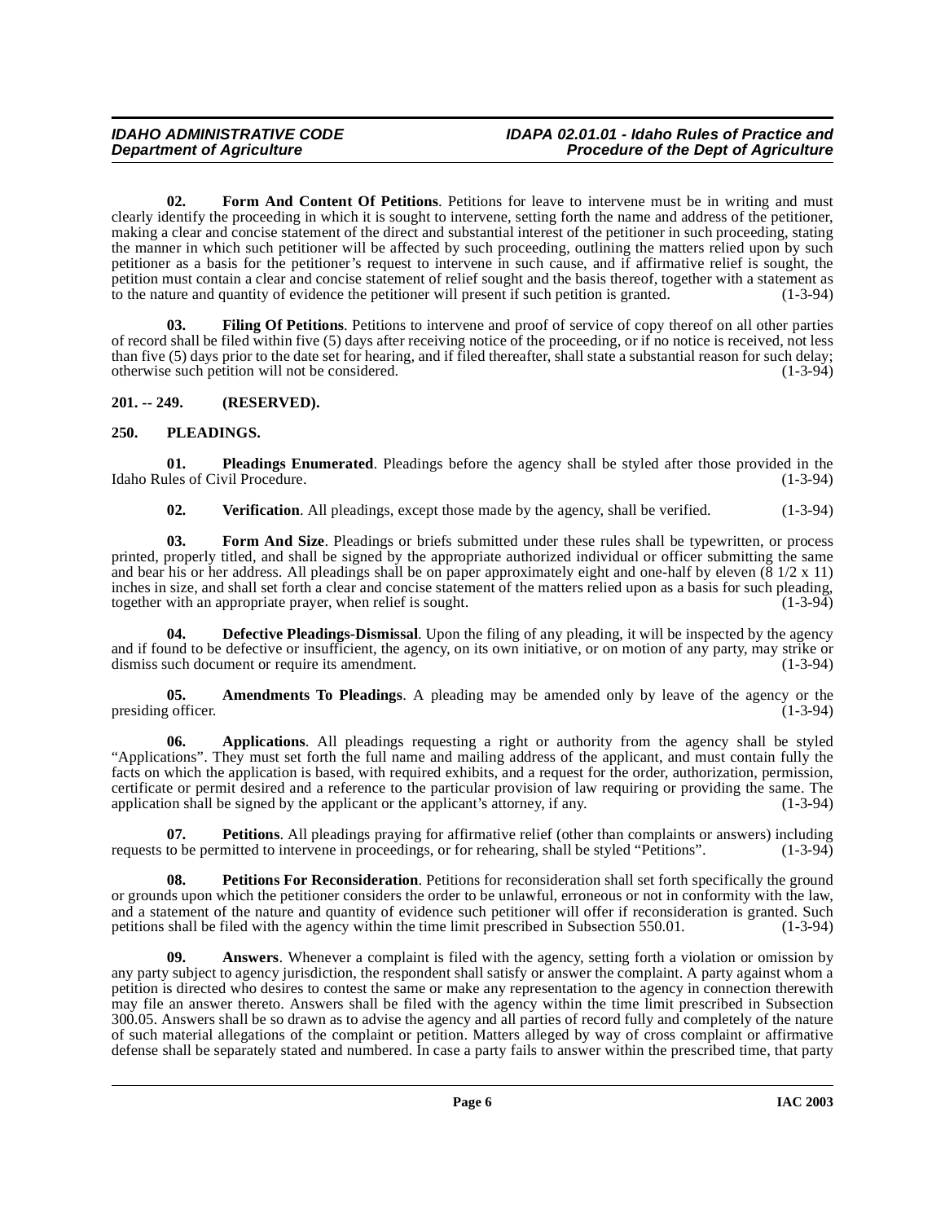**02. Form And Content Of Petitions**. Petitions for leave to intervene must be in writing and must clearly identify the proceeding in which it is sought to intervene, setting forth the name and address of the petitioner, making a clear and concise statement of the direct and substantial interest of the petitioner in such proceeding, stating the manner in which such petitioner will be affected by such proceeding, outlining the matters relied upon by such petitioner as a basis for the petitioner's request to intervene in such cause, and if affirmative relief is sought, the petition must contain a clear and concise statement of relief sought and the basis thereof, together with a statement as to the nature and quantity of evidence the petitioner will present if such petition is granted. (1-3-94)

**03. Filing Of Petitions**. Petitions to intervene and proof of service of copy thereof on all other parties of record shall be filed within five (5) days after receiving notice of the proceeding, or if no notice is received, not less than five (5) days prior to the date set for hearing, and if filed thereafter, shall state a substantial reason for such delay; otherwise such petition will not be considered. (1-3-94)

## 201. -- 249. (RESERVED).

## 250. PLEADINGS.

**01. Pleadings Enumerated**. Pleadings before the agency shall be styled after those provided in the Idaho Rules of Civil Procedure. (1-3-94)

**02. Verification**. All pleadings, except those made by the agency, shall be verified. (1-3-94)

**03. Form And Size**. Pleadings or briefs submitted under these rules shall be typewritten, or process printed, properly titled, and shall be signed by the appropriate authorized individual or officer submitting the same and bear his or her address. All pleadings shall be on paper approximately eight and one-half by eleven (8 1/2 x 11) inches in size, and shall set forth a clear and concise statement of the matters relied upon as a basis for such pleading, together with an appropriate prayer, when relief is sought. (1-3-94)

**04. Defective Pleadings-Dismissal**. Upon the filing of any pleading, it will be inspected by the agency and if found to be defective or insufficient, the agency, on its own initiative, or on motion of any party, may strike or dismiss such document or require its amendment. (1-3-94)

**05. Amendments To Pleadings**. A pleading may be amended only by leave of the agency or the presiding officer. (1-3-94)

**06. Applications**. All pleadings requesting a right or authority from the agency shall be styled "Applications". They must set forth the full name and mailing address of the applicant, and must contain fully the facts on which the application is based, with required exhibits, and a request for the order, authorization, permission, certificate or permit desired and a reference to the particular provision of law requiring or providing the same. The application shall be signed by the applicant or the applicant's attorney, if any. (1-3-94)

**07. Petitions**. All pleadings praying for affirmative relief (other than complaints or answers) including requests to be permitted to intervene in proceedings, or for rehearing, shall be styled "Petitions". (1-3-94)

**08. Petitions For Reconsideration**. Petitions for reconsideration shall set forth specifically the ground or grounds upon which the petitioner considers the order to be unlawful, erroneous or not in conformity with the law, and a statement of the nature and quantity of evidence such petitioner will offer if reconsideration is granted. Such petitions shall be filed with the agency within the time limit prescribed in Subsection 550.01. (1-3-94)

**09. Answers**. Whenever a complaint is filed with the agency, setting forth a violation or omission by any party subject to agency jurisdiction, the respondent shall satisfy or answer the complaint. A party against whom a petition is directed who desires to contest the same or make any representation to the agency in connection therewith may file an answer thereto. Answers shall be filed with the agency within the time limit prescribed in Subsection 300.05. Answers shall be so drawn as to advise the agency and all parties of record fully and completely of the nature of such material allegations of the complaint or petition. Matters alleged by way of cross complaint or affirmative defense shall be separately stated and numbered. In case a party fails to answer within the prescribed time, that party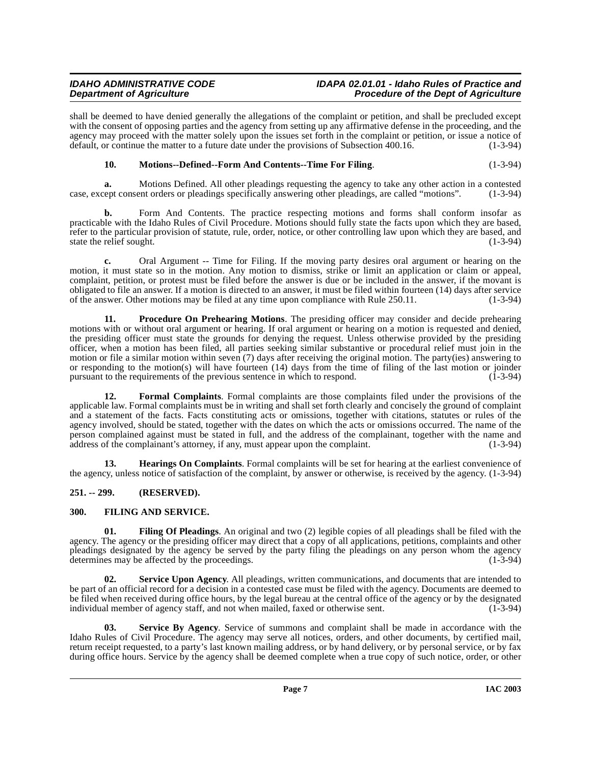shall be deemed to have denied generally the allegations of the complaint or petition, and shall be precluded except with the consent of opposing parties and the agency from setting up any affirmative defense in the proceeding, and the agency may proceed with the matter solely upon the issues set forth in the complaint or petition, or issue a notice of default, or continue the matter to a future date under the provisions of Subsection 400.16. (1-3-94)

**10. Motions--Defined--Form And Contents--Time For Filing**. (1-3-94)

**a.** Motions Defined. All other pleadings requesting the agency to take any other action in a contested case, except consent orders or pleadings specifically answering other pleadings, are called "motions". (1-3-94)

**b.** Form And Contents. The practice respecting motions and forms shall conform insofar as practicable with the Idaho Rules of Civil Procedure. Motions should fully state the facts upon which they are based, refer to the particular provision of statute, rule, order, notice, or other controlling law upon which they are based, and state the relief sought. (1-3-94)

**c.** Oral Argument -- Time for Filing. If the moving party desires oral argument or hearing on the motion, it must state so in the motion. Any motion to dismiss, strike or limit an application or claim or appeal, complaint, petition, or protest must be filed before the answer is due or be included in the answer, if the movant is obligated to file an answer. If a motion is directed to an answer, it must be filed within fourteen (14) days after service of the answer. Other motions may be filed at any time upon compliance with Rule 250.11. (1-3-94)

**11. Procedure On Prehearing Motions**. The presiding officer may consider and decide prehearing motions with or without oral argument or hearing. If oral argument or hearing on a motion is requested and denied, the presiding officer must state the grounds for denying the request. Unless otherwise provided by the presiding officer, when a motion has been filed, all parties seeking similar substantive or procedural relief must join in the motion or file a similar motion within seven (7) days after receiving the original motion. The party(ies) answering to or responding to the motion(s) will have fourteen (14) days from the time of filing of the last motion or joinder pursuant to the requirements of the previous sentence in which to respond. (1-3-94)

**12. Formal Complaints**. Formal complaints are those complaints filed under the provisions of the applicable law. Formal complaints must be in writing and shall set forth clearly and concisely the ground of complaint and a statement of the facts. Facts constituting acts or omissions, together with citations, statutes or rules of the agency involved, should be stated, together with the dates on which the acts or omissions occurred. The name of the person complained against must be stated in full, and the address of the complainant, together with the name and address of the complainant's attorney, if any, must appear upon the complaint. (1-3-94)

**13. Hearings On Complaints**. Formal complaints will be set for hearing at the earliest convenience of the agency, unless notice of satisfaction of the complaint, by answer or otherwise, is received by the agency. (1-3-94)

## 251. -- 299. (RESERVED).

## 300. FILING AND SERVICE.

**01. Filing Of Pleadings**. An original and two (2) legible copies of all pleadings shall be filed with the agency. The agency or the presiding officer may direct that a copy of all applications, petitions, complaints and other pleadings designated by the agency be served by the party filing the pleadings on any person whom the agency determines may be affected by the proceedings. (1-3-94)

**02. Service Upon Agency**. All pleadings, written communications, and documents that are intended to be part of an official record for a decision in a contested case must be filed with the agency. Documents are deemed to be filed when received during office hours, by the legal bureau at the central office of the agency or by the designated individual member of agency staff, and not when mailed, faxed or otherwise sent. (1-3-94)

**03. Service By Agency**. Service of summons and complaint shall be made in accordance with the Idaho Rules of Civil Procedure. The agency may serve all notices, orders, and other documents, by certified mail, return receipt requested, to a party's last known mailing address, or by hand delivery, or by personal service, or by fax during office hours. Service by the agency shall be deemed complete when a true copy of such notice, order, or other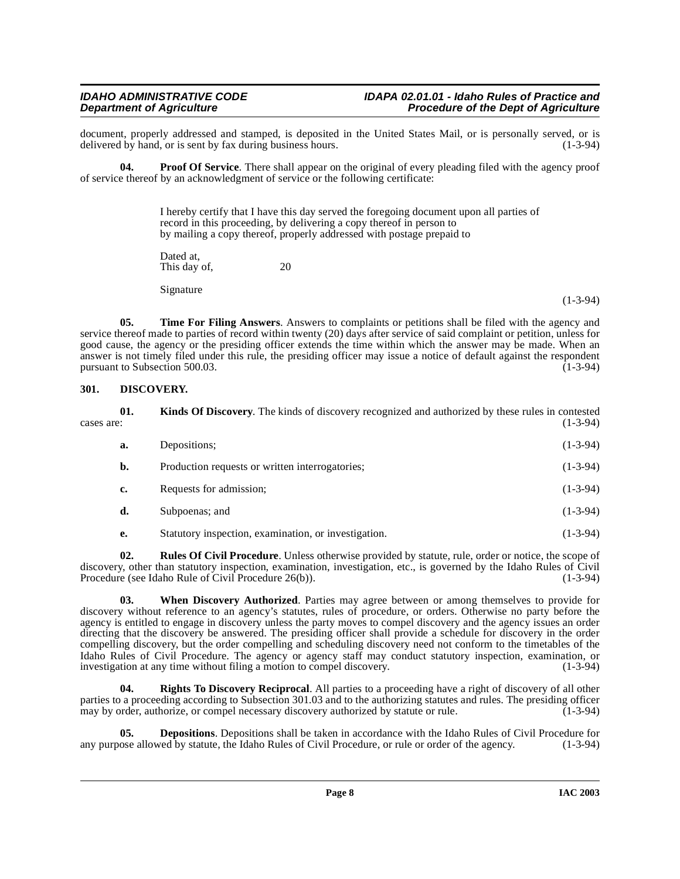document, properly addressed and stamped, is deposited in the United States Mail, or is personally served, or is delivered by hand, or is sent by fax during business hours. (1-3-94)

**04. Proof Of Service**. There shall appear on the original of every pleading filed with the agency proof of service thereof by an acknowledgment of service or the following certificate:

> I hereby certify that I have this day served the foregoing document upon all parties of record in this proceeding, by delivering a copy thereof in person to
> by mailing a copy thereof, properly addressed with postage prepaid to
>
> Dated at,
> This day of, 20
>
> Signature

(1-3-94)

**05. Time For Filing Answers**. Answers to complaints or petitions shall be filed with the agency and service thereof made to parties of record within twenty (20) days after service of said complaint or petition, unless for good cause, the agency or the presiding officer extends the time within which the answer may be made. When an answer is not timely filed under this rule, the presiding officer may issue a notice of default against the respondent pursuant to Subsection 500.03. (1-3-94)

## 301. DISCOVERY.

**01. Kinds Of Discovery**. The kinds of discovery recognized and authorized by these rules in contested cases are: (1-3-94)

**a.** Depositions; (1-3-94)

**b.** Production requests or written interrogatories; (1-3-94)

**c.** Requests for admission; (1-3-94)

**d.** Subpoenas; and (1-3-94)

**e.** Statutory inspection, examination, or investigation. (1-3-94)

**02. Rules Of Civil Procedure**. Unless otherwise provided by statute, rule, order or notice, the scope of discovery, other than statutory inspection, examination, investigation, etc., is governed by the Idaho Rules of Civil Procedure (see Idaho Rule of Civil Procedure 26(b)). (1-3-94)

**03. When Discovery Authorized**. Parties may agree between or among themselves to provide for discovery without reference to an agency's statutes, rules of procedure, or orders. Otherwise no party before the agency is entitled to engage in discovery unless the party moves to compel discovery and the agency issues an order directing that the discovery be answered. The presiding officer shall provide a schedule for discovery in the order compelling discovery, but the order compelling and scheduling discovery need not conform to the timetables of the Idaho Rules of Civil Procedure. The agency or agency staff may conduct statutory inspection, examination, or investigation at any time without filing a motion to compel discovery. (1-3-94)

**04. Rights To Discovery Reciprocal**. All parties to a proceeding have a right of discovery of all other parties to a proceeding according to Subsection 301.03 and to the authorizing statutes and rules. The presiding officer may by order, authorize, or compel necessary discovery authorized by statute or rule. (1-3-94)

**05. Depositions**. Depositions shall be taken in accordance with the Idaho Rules of Civil Procedure for any purpose allowed by statute, the Idaho Rules of Civil Procedure, or rule or order of the agency. (1-3-94)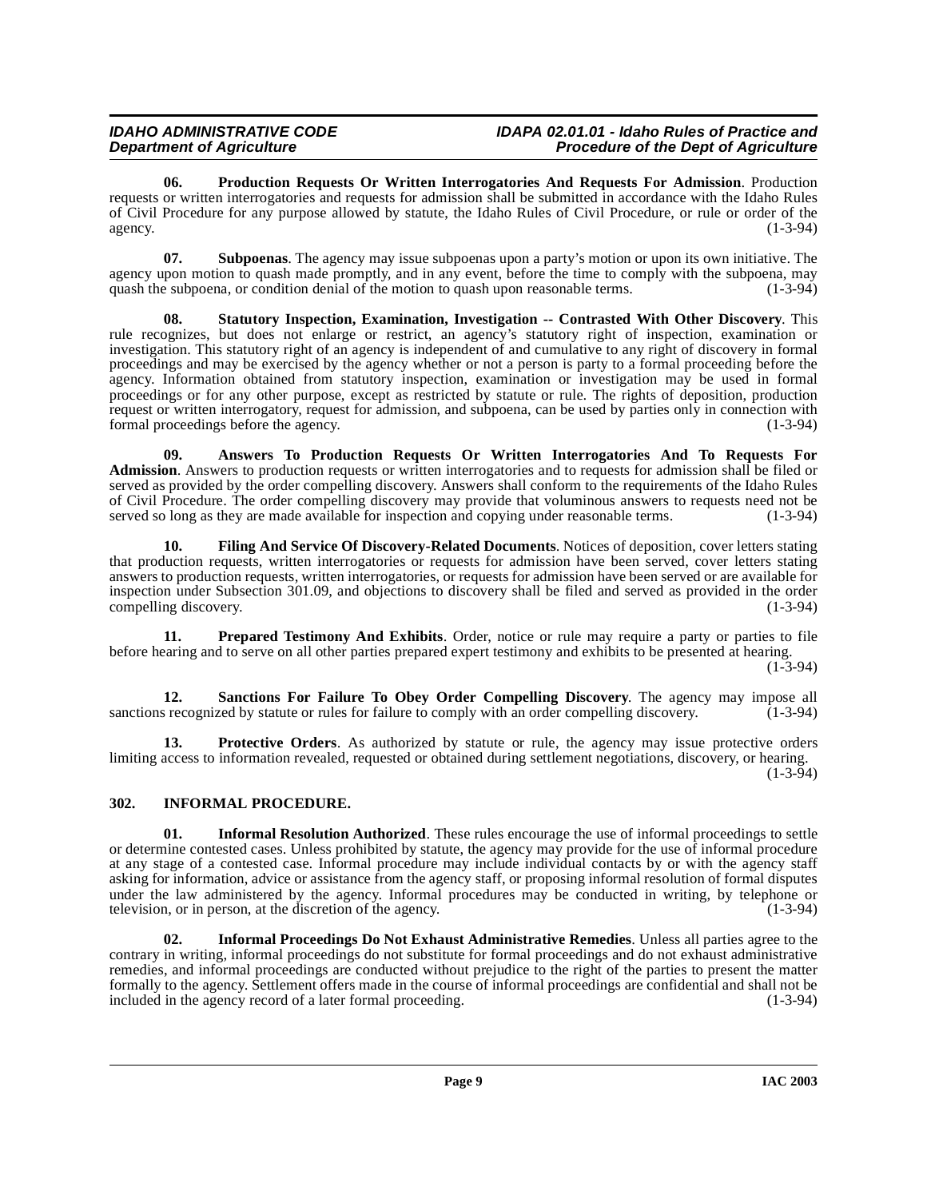**06. Production Requests Or Written Interrogatories And Requests For Admission**. Production requests or written interrogatories and requests for admission shall be submitted in accordance with the Idaho Rules of Civil Procedure for any purpose allowed by statute, the Idaho Rules of Civil Procedure, or rule or order of the agency. (1-3-94)

**07. Subpoenas**. The agency may issue subpoenas upon a party's motion or upon its own initiative. The agency upon motion to quash made promptly, and in any event, before the time to comply with the subpoena, may quash the subpoena, or condition denial of the motion to quash upon reasonable terms. (1-3-94)

**08. Statutory Inspection, Examination, Investigation -- Contrasted With Other Discovery**. This rule recognizes, but does not enlarge or restrict, an agency's statutory right of inspection, examination or investigation. This statutory right of an agency is independent of and cumulative to any right of discovery in formal proceedings and may be exercised by the agency whether or not a person is party to a formal proceeding before the agency. Information obtained from statutory inspection, examination or investigation may be used in formal proceedings or for any other purpose, except as restricted by statute or rule. The rights of deposition, production request or written interrogatory, request for admission, and subpoena, can be used by parties only in connection with formal proceedings before the agency. (1-3-94)

**09. Answers To Production Requests Or Written Interrogatories And To Requests For Admission**. Answers to production requests or written interrogatories and to requests for admission shall be filed or served as provided by the order compelling discovery. Answers shall conform to the requirements of the Idaho Rules of Civil Procedure. The order compelling discovery may provide that voluminous answers to requests need not be served so long as they are made available for inspection and copying under reasonable terms. (1-3-94)

**10. Filing And Service Of Discovery-Related Documents**. Notices of deposition, cover letters stating that production requests, written interrogatories or requests for admission have been served, cover letters stating answers to production requests, written interrogatories, or requests for admission have been served or are available for inspection under Subsection 301.09, and objections to discovery shall be filed and served as provided in the order compelling discovery. (1-3-94)

**11. Prepared Testimony And Exhibits**. Order, notice or rule may require a party or parties to file before hearing and to serve on all other parties prepared expert testimony and exhibits to be presented at hearing. (1-3-94)

**12. Sanctions For Failure To Obey Order Compelling Discovery**. The agency may impose all sanctions recognized by statute or rules for failure to comply with an order compelling discovery. (1-3-94)

**13. Protective Orders**. As authorized by statute or rule, the agency may issue protective orders limiting access to information revealed, requested or obtained during settlement negotiations, discovery, or hearing. (1-3-94)

## 302. INFORMAL PROCEDURE.

**01. Informal Resolution Authorized**. These rules encourage the use of informal proceedings to settle or determine contested cases. Unless prohibited by statute, the agency may provide for the use of informal procedure at any stage of a contested case. Informal procedure may include individual contacts by or with the agency staff asking for information, advice or assistance from the agency staff, or proposing informal resolution of formal disputes under the law administered by the agency. Informal procedures may be conducted in writing, by telephone or television, or in person, at the discretion of the agency. (1-3-94)

**02. Informal Proceedings Do Not Exhaust Administrative Remedies**. Unless all parties agree to the contrary in writing, informal proceedings do not substitute for formal proceedings and do not exhaust administrative remedies, and informal proceedings are conducted without prejudice to the right of the parties to present the matter formally to the agency. Settlement offers made in the course of informal proceedings are confidential and shall not be included in the agency record of a later formal proceeding. (1-3-94)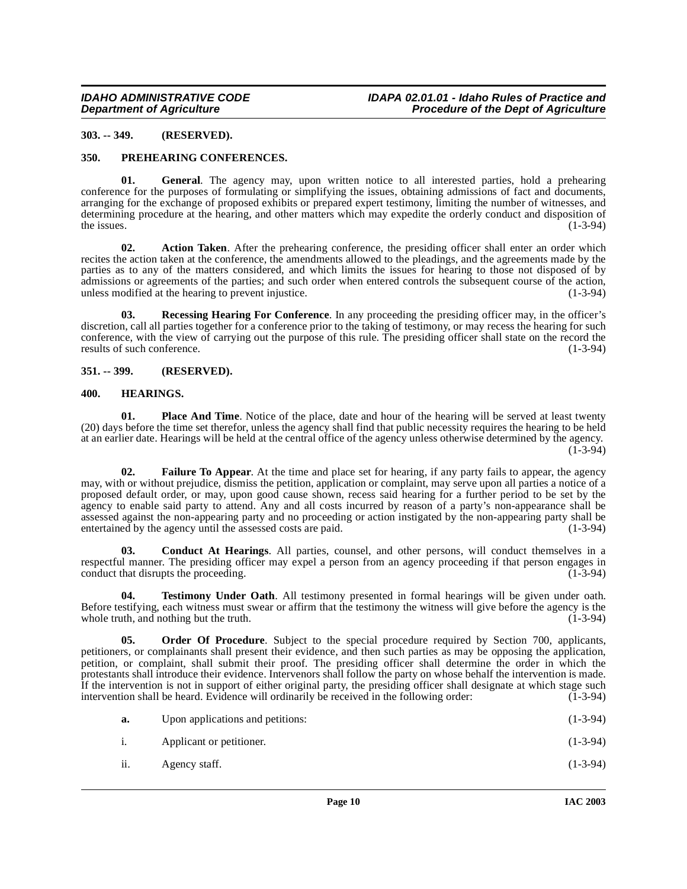### 303. -- 349. (RESERVED).

### 350. PREHEARING CONFERENCES.

**01. General**. The agency may, upon written notice to all interested parties, hold a prehearing conference for the purposes of formulating or simplifying the issues, obtaining admissions of fact and documents, arranging for the exchange of proposed exhibits or prepared expert testimony, limiting the number of witnesses, and determining procedure at the hearing, and other matters which may expedite the orderly conduct and disposition of the issues. (1-3-94)

**02. Action Taken**. After the prehearing conference, the presiding officer shall enter an order which recites the action taken at the conference, the amendments allowed to the pleadings, and the agreements made by the parties as to any of the matters considered, and which limits the issues for hearing to those not disposed of by admissions or agreements of the parties; and such order when entered controls the subsequent course of the action, unless modified at the hearing to prevent injustice. (1-3-94)

**03. Recessing Hearing For Conference**. In any proceeding the presiding officer may, in the officer's discretion, call all parties together for a conference prior to the taking of testimony, or may recess the hearing for such conference, with the view of carrying out the purpose of this rule. The presiding officer shall state on the record the results of such conference. (1-3-94)

### 351. -- 399. (RESERVED).

### 400. HEARINGS.

**01. Place And Time**. Notice of the place, date and hour of the hearing will be served at least twenty (20) days before the time set therefor, unless the agency shall find that public necessity requires the hearing to be held at an earlier date. Hearings will be held at the central office of the agency unless otherwise determined by the agency. (1-3-94)

**02. Failure To Appear**. At the time and place set for hearing, if any party fails to appear, the agency may, with or without prejudice, dismiss the petition, application or complaint, may serve upon all parties a notice of a proposed default order, or may, upon good cause shown, recess said hearing for a further period to be set by the agency to enable said party to attend. Any and all costs incurred by reason of a party's non-appearance shall be assessed against the non-appearing party and no proceeding or action instigated by the non-appearing party shall be entertained by the agency until the assessed costs are paid. (1-3-94)

**03. Conduct At Hearings**. All parties, counsel, and other persons, will conduct themselves in a respectful manner. The presiding officer may expel a person from an agency proceeding if that person engages in conduct that disrupts the proceeding. (1-3-94)

**04. Testimony Under Oath**. All testimony presented in formal hearings will be given under oath. Before testifying, each witness must swear or affirm that the testimony the witness will give before the agency is the whole truth, and nothing but the truth. (1-3-94)

**05. Order Of Procedure**. Subject to the special procedure required by Section 700, applicants, petitioners, or complainants shall present their evidence, and then such parties as may be opposing the application, petition, or complaint, shall submit their proof. The presiding officer shall determine the order in which the protestants shall introduce their evidence. Intervenors shall follow the party on whose behalf the intervention is made. If the intervention is not in support of either original party, the presiding officer shall designate at which stage such intervention shall be heard. Evidence will ordinarily be received in the following order: (1-3-94)

**a.** Upon applications and petitions: (1-3-94)

i. Applicant or petitioner. (1-3-94)

ii. Agency staff. (1-3-94)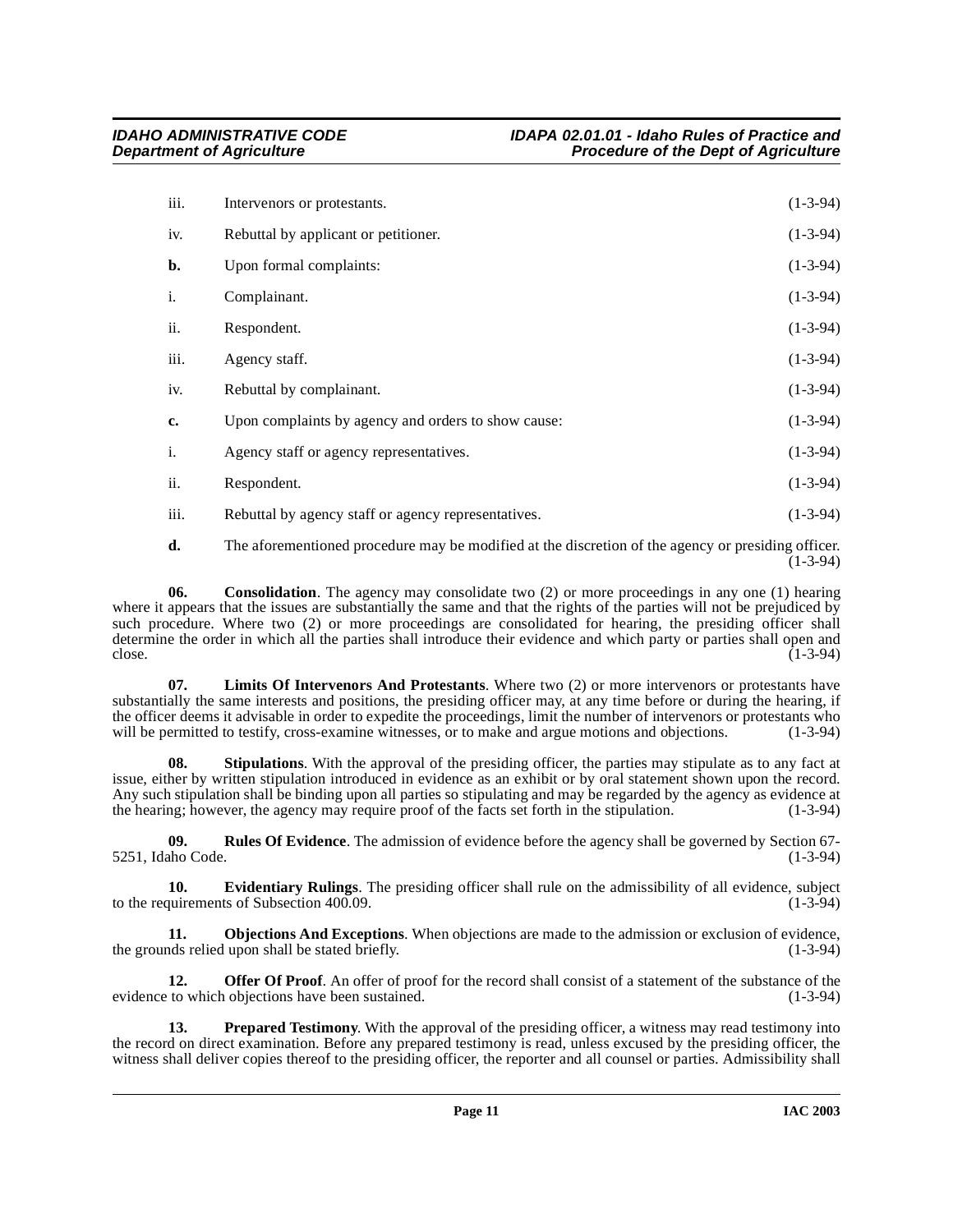iii. Intervenors or protestants. (1-3-94)

iv. Rebuttal by applicant or petitioner. (1-3-94)

**b.** Upon formal complaints: (1-3-94)

i. Complainant. (1-3-94)

ii. Respondent. (1-3-94)

iii. Agency staff. (1-3-94)

iv. Rebuttal by complainant. (1-3-94)

**c.** Upon complaints by agency and orders to show cause: (1-3-94)

i. Agency staff or agency representatives. (1-3-94)

ii. Respondent. (1-3-94)

iii. Rebuttal by agency staff or agency representatives. (1-3-94)

**d.** The aforementioned procedure may be modified at the discretion of the agency or presiding officer. (1-3-94)

**06. Consolidation**. The agency may consolidate two (2) or more proceedings in any one (1) hearing where it appears that the issues are substantially the same and that the rights of the parties will not be prejudiced by such procedure. Where two (2) or more proceedings are consolidated for hearing, the presiding officer shall determine the order in which all the parties shall introduce their evidence and which party or parties shall open and close. (1-3-94)

**07. Limits Of Intervenors And Protestants**. Where two (2) or more intervenors or protestants have substantially the same interests and positions, the presiding officer may, at any time before or during the hearing, if the officer deems it advisable in order to expedite the proceedings, limit the number of intervenors or protestants who will be permitted to testify, cross-examine witnesses, or to make and argue motions and objections. (1-3-94)

**08. Stipulations**. With the approval of the presiding officer, the parties may stipulate as to any fact at issue, either by written stipulation introduced in evidence as an exhibit or by oral statement shown upon the record. Any such stipulation shall be binding upon all parties so stipulating and may be regarded by the agency as evidence at the hearing; however, the agency may require proof of the facts set forth in the stipulation. (1-3-94)

**09. Rules Of Evidence**. The admission of evidence before the agency shall be governed by Section 67-5251, Idaho Code. (1-3-94)

**10. Evidentiary Rulings**. The presiding officer shall rule on the admissibility of all evidence, subject to the requirements of Subsection 400.09. (1-3-94)

**11. Objections And Exceptions**. When objections are made to the admission or exclusion of evidence, the grounds relied upon shall be stated briefly. (1-3-94)

**12. Offer Of Proof**. An offer of proof for the record shall consist of a statement of the substance of the evidence to which objections have been sustained. (1-3-94)

**13. Prepared Testimony**. With the approval of the presiding officer, a witness may read testimony into the record on direct examination. Before any prepared testimony is read, unless excused by the presiding officer, the witness shall deliver copies thereof to the presiding officer, the reporter and all counsel or parties. Admissibility shall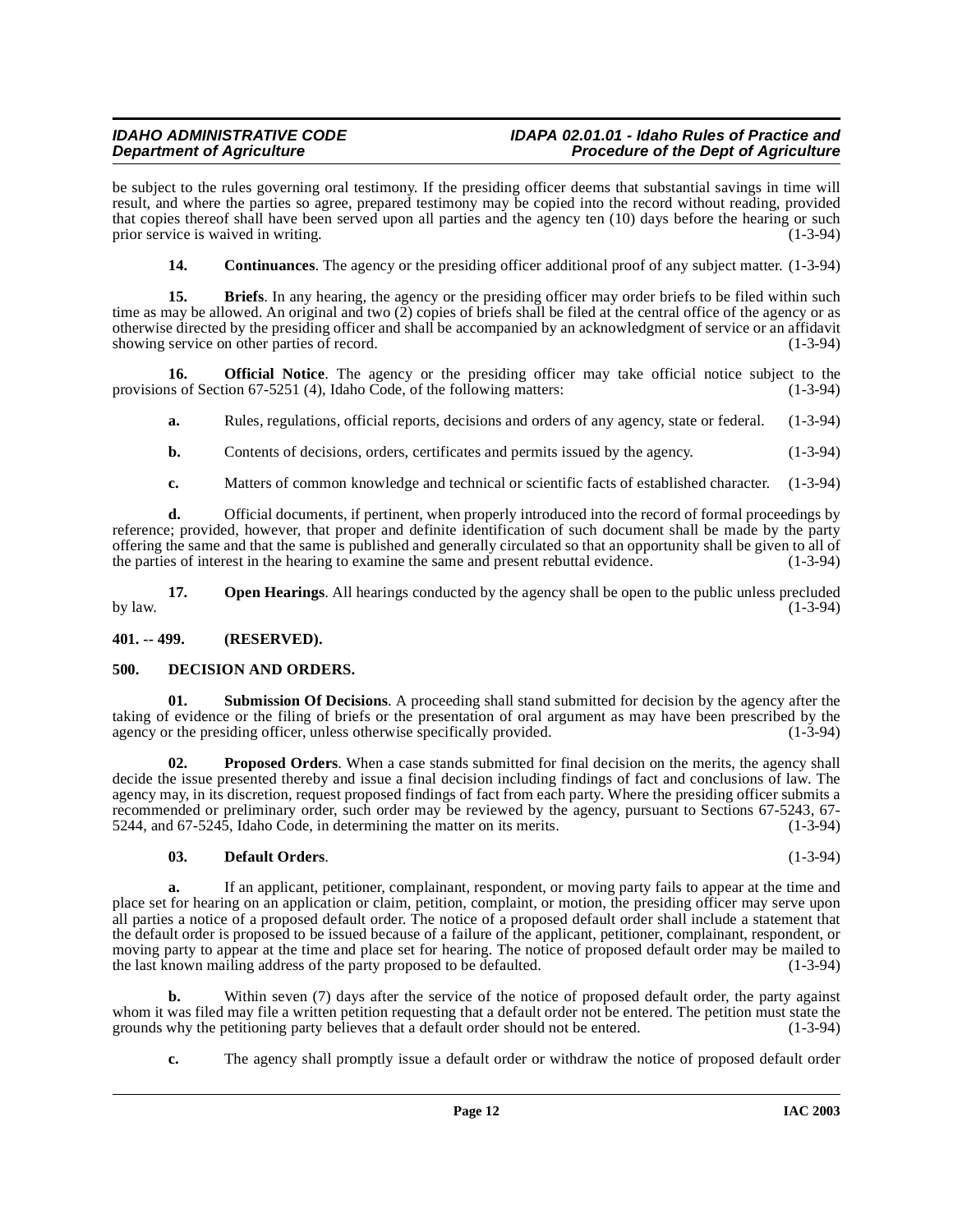be subject to the rules governing oral testimony. If the presiding officer deems that substantial savings in time will result, and where the parties so agree, prepared testimony may be copied into the record without reading, provided that copies thereof shall have been served upon all parties and the agency ten (10) days before the hearing or such prior service is waived in writing. (1-3-94)

**14. Continuances**. The agency or the presiding officer additional proof of any subject matter. (1-3-94)

**15. Briefs**. In any hearing, the agency or the presiding officer may order briefs to be filed within such time as may be allowed. An original and two (2) copies of briefs shall be filed at the central office of the agency or as otherwise directed by the presiding officer and shall be accompanied by an acknowledgment of service or an affidavit showing service on other parties of record. (1-3-94)

**16. Official Notice**. The agency or the presiding officer may take official notice subject to the provisions of Section 67-5251 (4), Idaho Code, of the following matters: (1-3-94)

**a.** Rules, regulations, official reports, decisions and orders of any agency, state or federal. (1-3-94)

**b.** Contents of decisions, orders, certificates and permits issued by the agency. (1-3-94)

**c.** Matters of common knowledge and technical or scientific facts of established character. (1-3-94)

**d.** Official documents, if pertinent, when properly introduced into the record of formal proceedings by reference; provided, however, that proper and definite identification of such document shall be made by the party offering the same and that the same is published and generally circulated so that an opportunity shall be given to all of the parties of interest in the hearing to examine the same and present rebuttal evidence. (1-3-94)

**17. Open Hearings**. All hearings conducted by the agency shall be open to the public unless precluded by law. (1-3-94)

## 401. -- 499. (RESERVED).

## 500. DECISION AND ORDERS.

**01. Submission Of Decisions**. A proceeding shall stand submitted for decision by the agency after the taking of evidence or the filing of briefs or the presentation of oral argument as may have been prescribed by the agency or the presiding officer, unless otherwise specifically provided. (1-3-94)

**02. Proposed Orders**. When a case stands submitted for final decision on the merits, the agency shall decide the issue presented thereby and issue a final decision including findings of fact and conclusions of law. The agency may, in its discretion, request proposed findings of fact from each party. Where the presiding officer submits a recommended or preliminary order, such order may be reviewed by the agency, pursuant to Sections 67-5243, 67-5244, and 67-5245, Idaho Code, in determining the matter on its merits. (1-3-94)

**03. Default Orders**. (1-3-94)

**a.** If an applicant, petitioner, complainant, respondent, or moving party fails to appear at the time and place set for hearing on an application or claim, petition, complaint, or motion, the presiding officer may serve upon all parties a notice of a proposed default order. The notice of a proposed default order shall include a statement that the default order is proposed to be issued because of a failure of the applicant, petitioner, complainant, respondent, or moving party to appear at the time and place set for hearing. The notice of proposed default order may be mailed to the last known mailing address of the party proposed to be defaulted. (1-3-94)

**b.** Within seven (7) days after the service of the notice of proposed default order, the party against whom it was filed may file a written petition requesting that a default order not be entered. The petition must state the grounds why the petitioning party believes that a default order should not be entered. (1-3-94)

**c.** The agency shall promptly issue a default order or withdraw the notice of proposed default order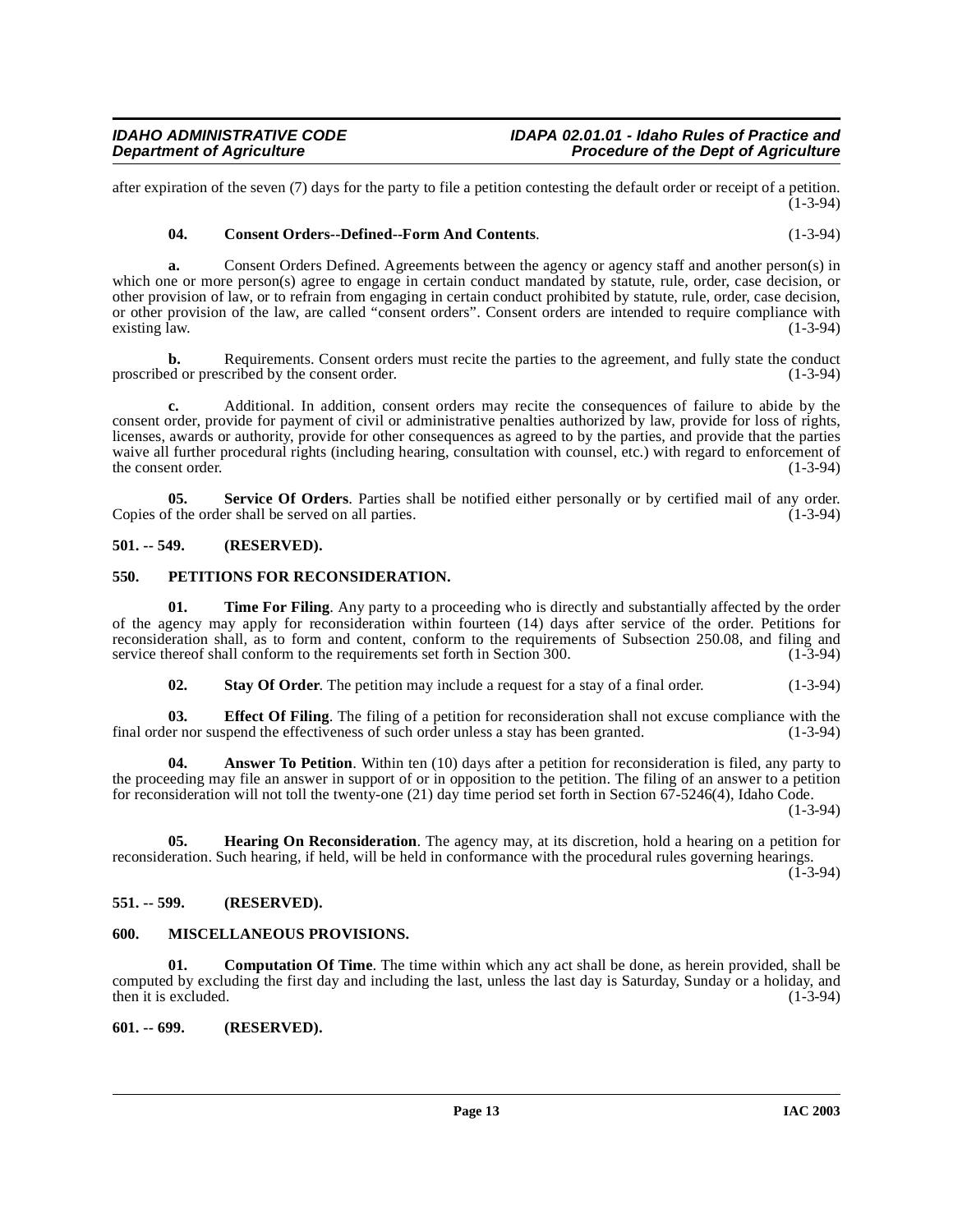after expiration of the seven (7) days for the party to file a petition contesting the default order or receipt of a petition. (1-3-94)

**04. Consent Orders--Defined--Form And Contents**. (1-3-94)

**a.** Consent Orders Defined. Agreements between the agency or agency staff and another person(s) in which one or more person(s) agree to engage in certain conduct mandated by statute, rule, order, case decision, or other provision of law, or to refrain from engaging in certain conduct prohibited by statute, rule, order, case decision, or other provision of the law, are called "consent orders". Consent orders are intended to require compliance with existing law. (1-3-94)

**b.** Requirements. Consent orders must recite the parties to the agreement, and fully state the conduct proscribed or prescribed by the consent order. (1-3-94)

**c.** Additional. In addition, consent orders may recite the consequences of failure to abide by the consent order, provide for payment of civil or administrative penalties authorized by law, provide for loss of rights, licenses, awards or authority, provide for other consequences as agreed to by the parties, and provide that the parties waive all further procedural rights (including hearing, consultation with counsel, etc.) with regard to enforcement of the consent order. (1-3-94)

**05. Service Of Orders**. Parties shall be notified either personally or by certified mail of any order. Copies of the order shall be served on all parties. (1-3-94)

## 501. -- 549. (RESERVED).

## 550. PETITIONS FOR RECONSIDERATION.

**01. Time For Filing**. Any party to a proceeding who is directly and substantially affected by the order of the agency may apply for reconsideration within fourteen (14) days after service of the order. Petitions for reconsideration shall, as to form and content, conform to the requirements of Subsection 250.08, and filing and service thereof shall conform to the requirements set forth in Section 300. (1-3-94)

**02. Stay Of Order**. The petition may include a request for a stay of a final order. (1-3-94)

**03. Effect Of Filing**. The filing of a petition for reconsideration shall not excuse compliance with the final order nor suspend the effectiveness of such order unless a stay has been granted. (1-3-94)

**04. Answer To Petition**. Within ten (10) days after a petition for reconsideration is filed, any party to the proceeding may file an answer in support of or in opposition to the petition. The filing of an answer to a petition for reconsideration will not toll the twenty-one (21) day time period set forth in Section 67-5246(4), Idaho Code. (1-3-94)

**05. Hearing On Reconsideration**. The agency may, at its discretion, hold a hearing on a petition for reconsideration. Such hearing, if held, will be held in conformance with the procedural rules governing hearings. (1-3-94)

## 551. -- 599. (RESERVED).

## 600. MISCELLANEOUS PROVISIONS.

**01. Computation Of Time**. The time within which any act shall be done, as herein provided, shall be computed by excluding the first day and including the last, unless the last day is Saturday, Sunday or a holiday, and then it is excluded. (1-3-94)

## 601. -- 699. (RESERVED).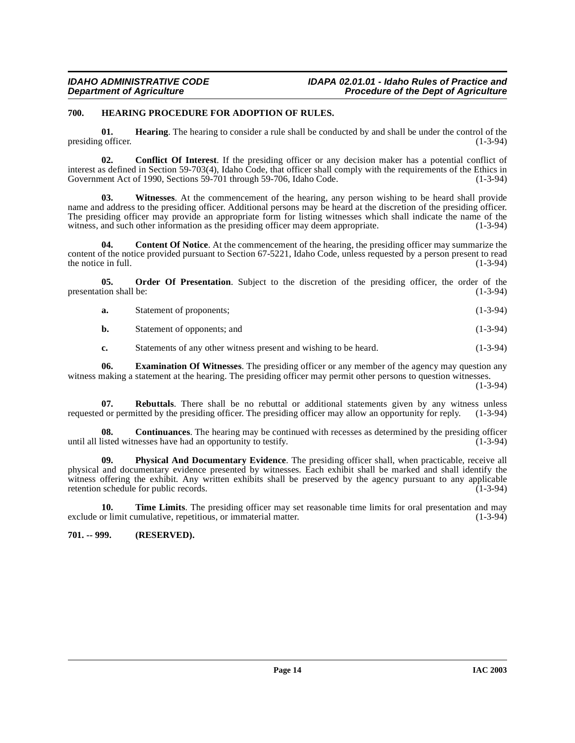### 700. HEARING PROCEDURE FOR ADOPTION OF RULES.

**01. Hearing**. The hearing to consider a rule shall be conducted by and shall be under the control of the presiding officer. (1-3-94)

**02. Conflict Of Interest**. If the presiding officer or any decision maker has a potential conflict of interest as defined in Section 59-703(4), Idaho Code, that officer shall comply with the requirements of the Ethics in Government Act of 1990, Sections 59-701 through 59-706, Idaho Code. (1-3-94)

**03. Witnesses**. At the commencement of the hearing, any person wishing to be heard shall provide name and address to the presiding officer. Additional persons may be heard at the discretion of the presiding officer. The presiding officer may provide an appropriate form for listing witnesses which shall indicate the name of the witness, and such other information as the presiding officer may deem appropriate. (1-3-94)

**04. Content Of Notice**. At the commencement of the hearing, the presiding officer may summarize the content of the notice provided pursuant to Section 67-5221, Idaho Code, unless requested by a person present to read the notice in full. (1-3-94)

**05. Order Of Presentation**. Subject to the discretion of the presiding officer, the order of the presentation shall be: (1-3-94)

**a.** Statement of proponents; (1-3-94)

**b.** Statement of opponents; and (1-3-94)

**c.** Statements of any other witness present and wishing to be heard. (1-3-94)

**06. Examination Of Witnesses**. The presiding officer or any member of the agency may question any witness making a statement at the hearing. The presiding officer may permit other persons to question witnesses. (1-3-94)

**07. Rebuttals**. There shall be no rebuttal or additional statements given by any witness unless requested or permitted by the presiding officer. The presiding officer may allow an opportunity for reply. (1-3-94)

**08. Continuances**. The hearing may be continued with recesses as determined by the presiding officer until all listed witnesses have had an opportunity to testify. (1-3-94)

**09. Physical And Documentary Evidence**. The presiding officer shall, when practicable, receive all physical and documentary evidence presented by witnesses. Each exhibit shall be marked and shall identify the witness offering the exhibit. Any written exhibits shall be preserved by the agency pursuant to any applicable retention schedule for public records. (1-3-94)

**10. Time Limits**. The presiding officer may set reasonable time limits for oral presentation and may exclude or limit cumulative, repetitious, or immaterial matter. (1-3-94)

### 701. -- 999. (RESERVED).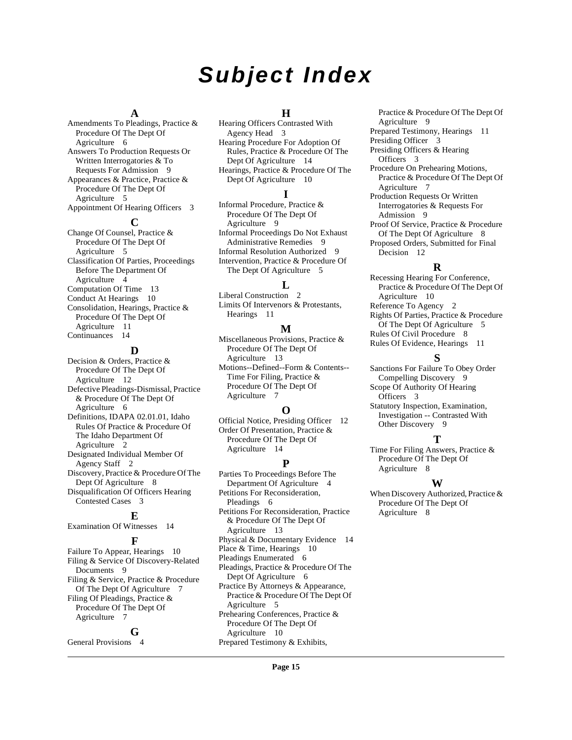# Subject Index

## A

Amendments To Pleadings, Practice & Procedure Of The Dept Of Agriculture 6
Answers To Production Requests Or Written Interrogatories & To Requests For Admission 9
Appearances & Practice, Practice & Procedure Of The Dept Of Agriculture 5
Appointment Of Hearing Officers 3

## C

Change Of Counsel, Practice & Procedure Of The Dept Of Agriculture 5
Classification Of Parties, Proceedings Before The Department Of Agriculture 4
Computation Of Time 13
Conduct At Hearings 10
Consolidation, Hearings, Practice & Procedure Of The Dept Of Agriculture 11
Continuances 14

## D

Decision & Orders, Practice & Procedure Of The Dept Of Agriculture 12
Defective Pleadings-Dismissal, Practice & Procedure Of The Dept Of Agriculture 6
Definitions, IDAPA 02.01.01, Idaho Rules Of Practice & Procedure Of The Idaho Department Of Agriculture 2
Designated Individual Member Of Agency Staff 2
Discovery, Practice & Procedure Of The Dept Of Agriculture 8
Disqualification Of Officers Hearing Contested Cases 3

## E

Examination Of Witnesses 14

## F

Failure To Appear, Hearings 10
Filing & Service Of Discovery-Related Documents 9
Filing & Service, Practice & Procedure Of The Dept Of Agriculture 7
Filing Of Pleadings, Practice & Procedure Of The Dept Of Agriculture 7

## G

General Provisions 4

## H

Hearing Officers Contrasted With Agency Head 3
Hearing Procedure For Adoption Of Rules, Practice & Procedure Of The Dept Of Agriculture 14
Hearings, Practice & Procedure Of The Dept Of Agriculture 10

## I

Informal Procedure, Practice & Procedure Of The Dept Of Agriculture 9
Informal Proceedings Do Not Exhaust Administrative Remedies 9
Informal Resolution Authorized 9
Intervention, Practice & Procedure Of The Dept Of Agriculture 5

## L

Liberal Construction 2
Limits Of Intervenors & Protestants, Hearings 11

## M

Miscellaneous Provisions, Practice & Procedure Of The Dept Of Agriculture 13
Motions--Defined--Form & Contents--Time For Filing, Practice & Procedure Of The Dept Of Agriculture 7

## O

Official Notice, Presiding Officer 12
Order Of Presentation, Practice & Procedure Of The Dept Of Agriculture 14

## P

Parties To Proceedings Before The Department Of Agriculture 4
Petitions For Reconsideration, Pleadings 6
Petitions For Reconsideration, Practice & Procedure Of The Dept Of Agriculture 13
Physical & Documentary Evidence 14
Place & Time, Hearings 10
Pleadings Enumerated 6
Pleadings, Practice & Procedure Of The Dept Of Agriculture 6
Practice By Attorneys & Appearance, Practice & Procedure Of The Dept Of Agriculture 5
Prehearing Conferences, Practice & Procedure Of The Dept Of Agriculture 10
Prepared Testimony & Exhibits, Practice & Procedure Of The Dept Of Agriculture 9
Prepared Testimony, Hearings 11
Presiding Officer 3
Presiding Officers & Hearing Officers 3
Procedure On Prehearing Motions, Practice & Procedure Of The Dept Of Agriculture 7
Production Requests Or Written Interrogatories & Requests For Admission 9
Proof Of Service, Practice & Procedure Of The Dept Of Agriculture 8
Proposed Orders, Submitted for Final Decision 12

## R

Recessing Hearing For Conference, Practice & Procedure Of The Dept Of Agriculture 10
Reference To Agency 2
Rights Of Parties, Practice & Procedure Of The Dept Of Agriculture 5
Rules Of Civil Procedure 8
Rules Of Evidence, Hearings 11

## S

Sanctions For Failure To Obey Order Compelling Discovery 9
Scope Of Authority Of Hearing Officers 3
Statutory Inspection, Examination, Investigation -- Contrasted With Other Discovery 9

## T

Time For Filing Answers, Practice & Procedure Of The Dept Of Agriculture 8

## W

When Discovery Authorized, Practice & Procedure Of The Dept Of Agriculture 8